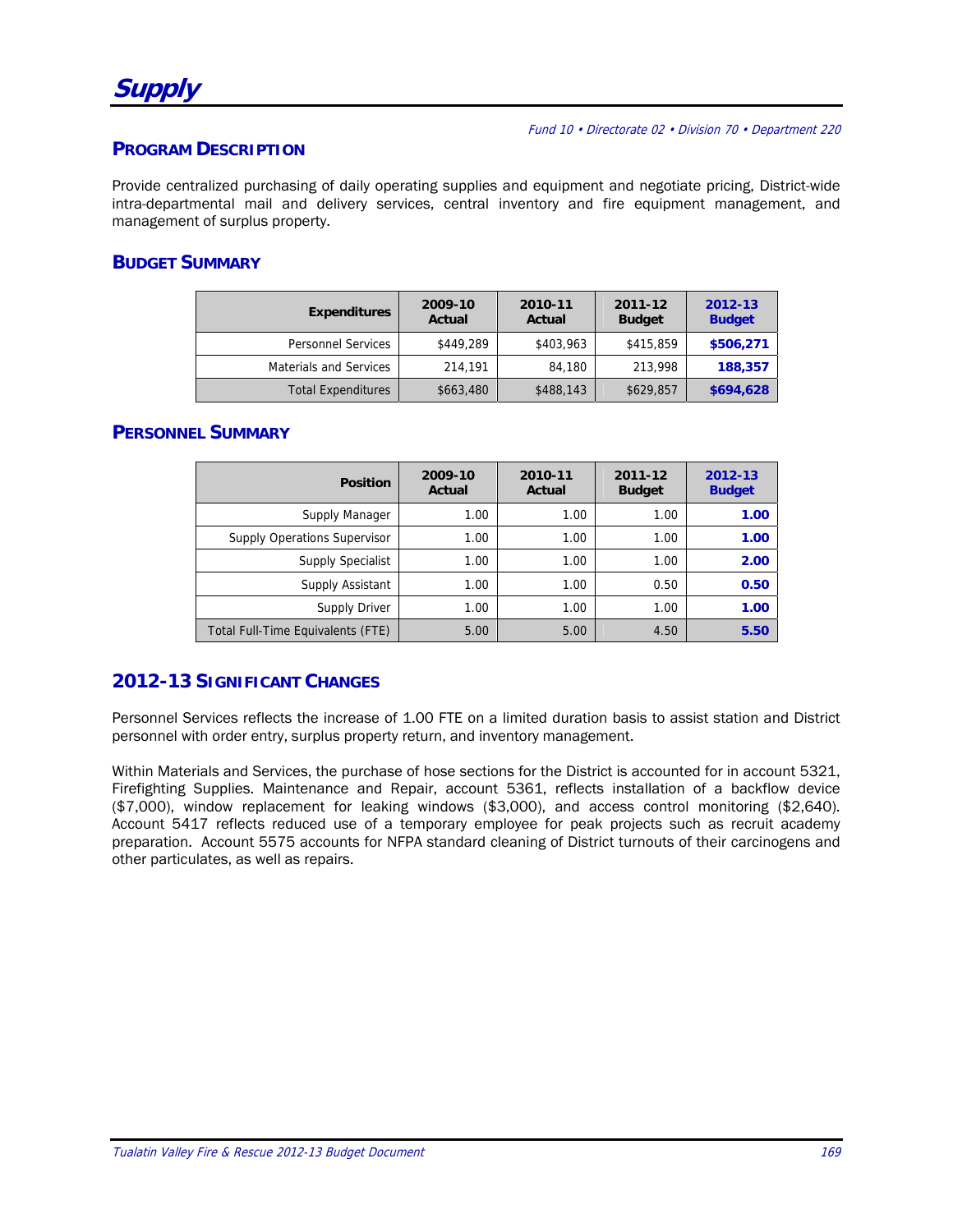# Supply

*Fund 10 • Directorate 02 • Division 70 • Department 220*

## Program Description

Provide centralized purchasing of daily operating supplies and equipment and negotiate pricing, District-wide intra-departmental mail and delivery services, central inventory and fire equipment management, and management of surplus property.

## Budget Summary

| Expenditures | 2009-10 Actual | 2010-11 Actual | 2011-12 Budget | 2012-13 Budget |
|---|---|---|---|---|
| Personnel Services | $449,289 | $403,963 | $415,859 | **$506,271** |
| Materials and Services | 214,191 | 84,180 | 213,998 | **188,357** |
| Total Expenditures | $663,480 | $488,143 | $629,857 | **$694,628** |

## Personnel Summary

| Position | 2009-10 Actual | 2010-11 Actual | 2011-12 Budget | 2012-13 Budget |
|---|---|---|---|---|
| Supply Manager | 1.00 | 1.00 | 1.00 | **1.00** |
| Supply Operations Supervisor | 1.00 | 1.00 | 1.00 | **1.00** |
| Supply Specialist | 1.00 | 1.00 | 1.00 | **2.00** |
| Supply Assistant | 1.00 | 1.00 | 0.50 | **0.50** |
| Supply Driver | 1.00 | 1.00 | 1.00 | **1.00** |
| Total Full-Time Equivalents (FTE) | 5.00 | 5.00 | 4.50 | **5.50** |

## 2012-13 Significant Changes

Personnel Services reflects the increase of 1.00 FTE on a limited duration basis to assist station and District personnel with order entry, surplus property return, and inventory management.

Within Materials and Services, the purchase of hose sections for the District is accounted for in account 5321, Firefighting Supplies. Maintenance and Repair, account 5361, reflects installation of a backflow device ($7,000), window replacement for leaking windows ($3,000), and access control monitoring ($2,640). Account 5417 reflects reduced use of a temporary employee for peak projects such as recruit academy preparation. Account 5575 accounts for NFPA standard cleaning of District turnouts of their carcinogens and other particulates, as well as repairs.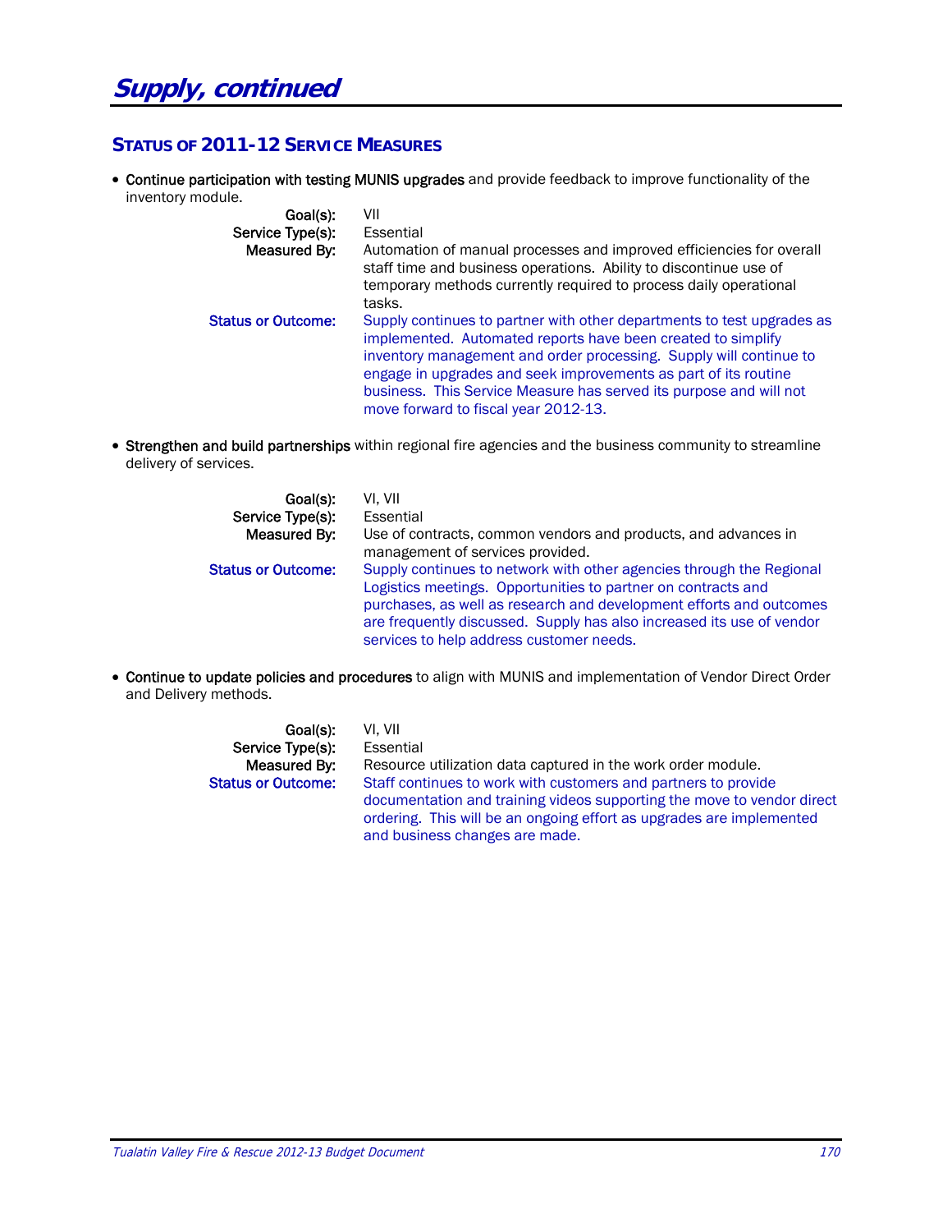# Supply, continued

## Status of 2011-12 Service Measures

- **Continue participation with testing MUNIS upgrades** and provide feedback to improve functionality of the inventory module.

  **Goal(s):** VII
  **Service Type(s):** Essential
  **Measured By:** Automation of manual processes and improved efficiencies for overall staff time and business operations. Ability to discontinue use of temporary methods currently required to process daily operational tasks.
  **Status or Outcome:** Supply continues to partner with other departments to test upgrades as implemented. Automated reports have been created to simplify inventory management and order processing. Supply will continue to engage in upgrades and seek improvements as part of its routine business. This Service Measure has served its purpose and will not move forward to fiscal year 2012-13.

- **Strengthen and build partnerships** within regional fire agencies and the business community to streamline delivery of services.

  **Goal(s):** VI, VII
  **Service Type(s):** Essential
  **Measured By:** Use of contracts, common vendors and products, and advances in management of services provided.
  **Status or Outcome:** Supply continues to network with other agencies through the Regional Logistics meetings. Opportunities to partner on contracts and purchases, as well as research and development efforts and outcomes are frequently discussed. Supply has also increased its use of vendor services to help address customer needs.

- **Continue to update policies and procedures** to align with MUNIS and implementation of Vendor Direct Order and Delivery methods.

  **Goal(s):** VI, VII
  **Service Type(s):** Essential
  **Measured By:** Resource utilization data captured in the work order module.
  **Status or Outcome:** Staff continues to work with customers and partners to provide documentation and training videos supporting the move to vendor direct ordering. This will be an ongoing effort as upgrades are implemented and business changes are made.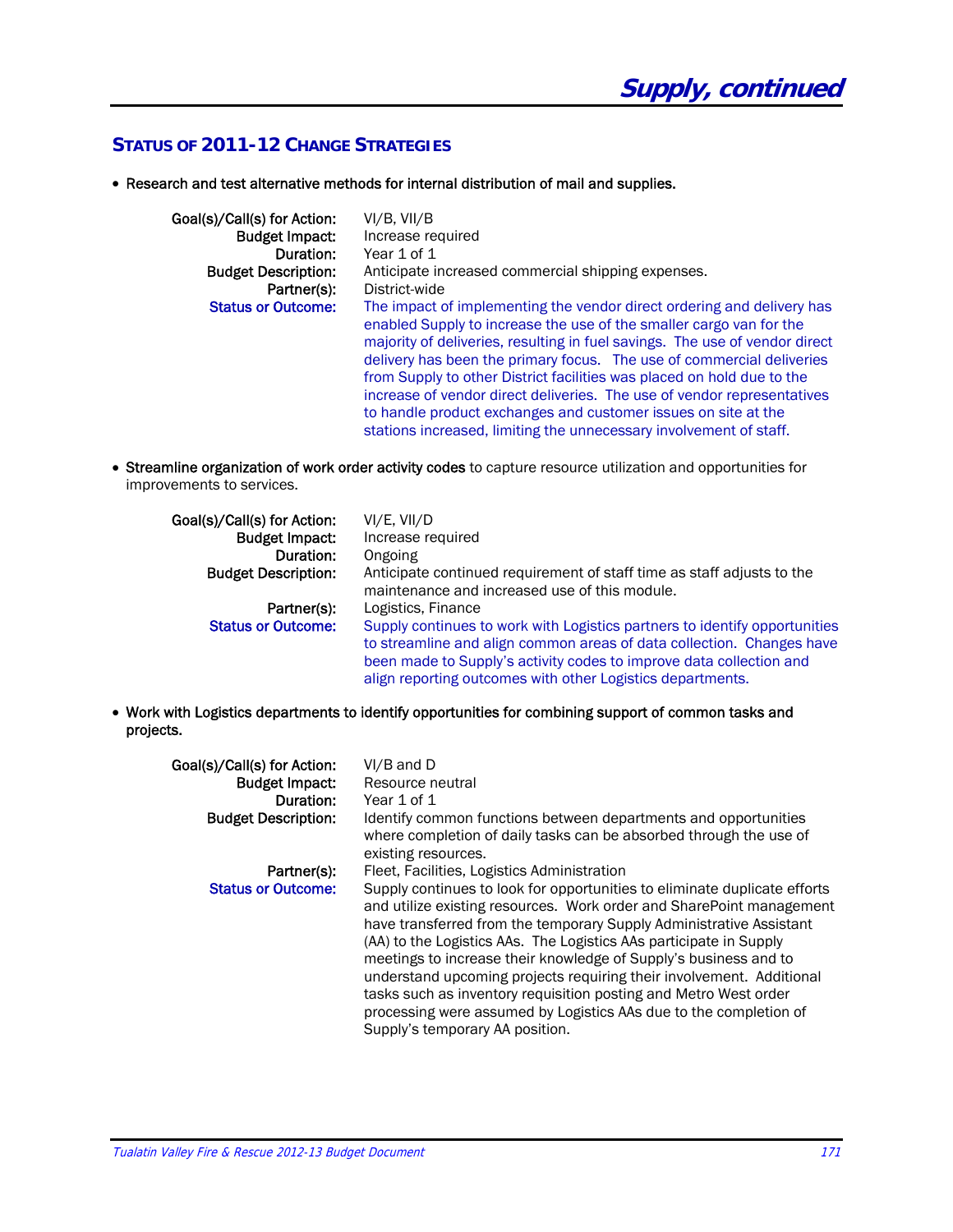# Supply, continued

## STATUS OF 2011-12 CHANGE STRATEGIES

- **Research and test alternative methods for internal distribution of mail and supplies.**

| | |
|---|---|
| **Goal(s)/Call(s) for Action:** | VI/B, VII/B |
| **Budget Impact:** | Increase required |
| **Duration:** | Year 1 of 1 |
| **Budget Description:** | Anticipate increased commercial shipping expenses. |
| **Partner(s):** | District-wide |
| **Status or Outcome:** | The impact of implementing the vendor direct ordering and delivery has enabled Supply to increase the use of the smaller cargo van for the majority of deliveries, resulting in fuel savings. The use of vendor direct delivery has been the primary focus. The use of commercial deliveries from Supply to other District facilities was placed on hold due to the increase of vendor direct deliveries. The use of vendor representatives to handle product exchanges and customer issues on site at the stations increased, limiting the unnecessary involvement of staff. |

- **Streamline organization of work order activity codes** to capture resource utilization and opportunities for improvements to services.

| | |
|---|---|
| **Goal(s)/Call(s) for Action:** | VI/E, VII/D |
| **Budget Impact:** | Increase required |
| **Duration:** | Ongoing |
| **Budget Description:** | Anticipate continued requirement of staff time as staff adjusts to the maintenance and increased use of this module. |
| **Partner(s):** | Logistics, Finance |
| **Status or Outcome:** | Supply continues to work with Logistics partners to identify opportunities to streamline and align common areas of data collection. Changes have been made to Supply's activity codes to improve data collection and align reporting outcomes with other Logistics departments. |

- **Work with Logistics departments to identify opportunities for combining support of common tasks and projects.**

| | |
|---|---|
| **Goal(s)/Call(s) for Action:** | VI/B and D |
| **Budget Impact:** | Resource neutral |
| **Duration:** | Year 1 of 1 |
| **Budget Description:** | Identify common functions between departments and opportunities where completion of daily tasks can be absorbed through the use of existing resources. |
| **Partner(s):** | Fleet, Facilities, Logistics Administration |
| **Status or Outcome:** | Supply continues to look for opportunities to eliminate duplicate efforts and utilize existing resources. Work order and SharePoint management have transferred from the temporary Supply Administrative Assistant (AA) to the Logistics AAs. The Logistics AAs participate in Supply meetings to increase their knowledge of Supply's business and to understand upcoming projects requiring their involvement. Additional tasks such as inventory requisition posting and Metro West order processing were assumed by Logistics AAs due to the completion of Supply's temporary AA position. |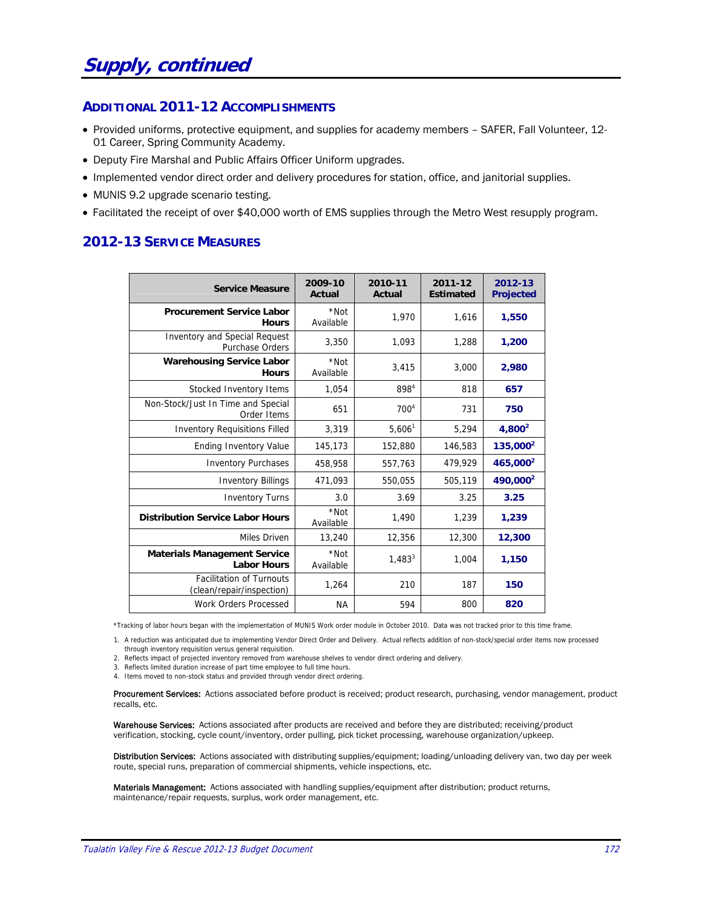# Supply, continued

## Additional 2011-12 Accomplishments

- Provided uniforms, protective equipment, and supplies for academy members – SAFER, Fall Volunteer, 12-01 Career, Spring Community Academy.
- Deputy Fire Marshal and Public Affairs Officer Uniform upgrades.
- Implemented vendor direct order and delivery procedures for station, office, and janitorial supplies.
- MUNIS 9.2 upgrade scenario testing.
- Facilitated the receipt of over $40,000 worth of EMS supplies through the Metro West resupply program.

## 2012-13 Service Measures

| Service Measure | 2009-10 Actual | 2010-11 Actual | 2011-12 Estimated | 2012-13 Projected |
|---|---|---|---|---|
| **Procurement Service Labor Hours** | *Not Available | 1,970 | 1,616 | **1,550** |
| Inventory and Special Request Purchase Orders | 3,350 | 1,093 | 1,288 | **1,200** |
| **Warehousing Service Labor Hours** | *Not Available | 3,415 | 3,000 | **2,980** |
| Stocked Inventory Items | 1,054 | 898[4] | 818 | **657** |
| Non-Stock/Just In Time and Special Order Items | 651 | 700[4] | 731 | **750** |
| Inventory Requisitions Filled | 3,319 | 5,606[1] | 5,294 | **4,800[2]** |
| Ending Inventory Value | 145,173 | 152,880 | 146,583 | **135,000[2]** |
| Inventory Purchases | 458,958 | 557,763 | 479,929 | **465,000[2]** |
| Inventory Billings | 471,093 | 550,055 | 505,119 | **490,000[2]** |
| Inventory Turns | 3.0 | 3.69 | 3.25 | **3.25** |
| **Distribution Service Labor Hours** | *Not Available | 1,490 | 1,239 | **1,239** |
| Miles Driven | 13,240 | 12,356 | 12,300 | **12,300** |
| **Materials Management Service Labor Hours** | *Not Available | 1,483[3] | 1,004 | **1,150** |
| Facilitation of Turnouts (clean/repair/inspection) | 1,264 | 210 | 187 | **150** |
| Work Orders Processed | NA | 594 | 800 | **820** |

*Tracking of labor hours began with the implementation of MUNIS Work order module in October 2010. Data was not tracked prior to this time frame.

1. A reduction was anticipated due to implementing Vendor Direct Order and Delivery. Actual reflects addition of non-stock/special order items now processed through inventory requisition versus general requisition.
2. Reflects impact of projected inventory removed from warehouse shelves to vendor direct ordering and delivery.
3. Reflects limited duration increase of part time employee to full time hours.
4. Items moved to non-stock status and provided through vendor direct ordering.

**Procurement Services:** Actions associated before product is received; product research, purchasing, vendor management, product recalls, etc.

**Warehouse Services:** Actions associated after products are received and before they are distributed; receiving/product verification, stocking, cycle count/inventory, order pulling, pick ticket processing, warehouse organization/upkeep.

**Distribution Services:** Actions associated with distributing supplies/equipment; loading/unloading delivery van, two day per week route, special runs, preparation of commercial shipments, vehicle inspections, etc.

**Materials Management:** Actions associated with handling supplies/equipment after distribution; product returns, maintenance/repair requests, surplus, work order management, etc.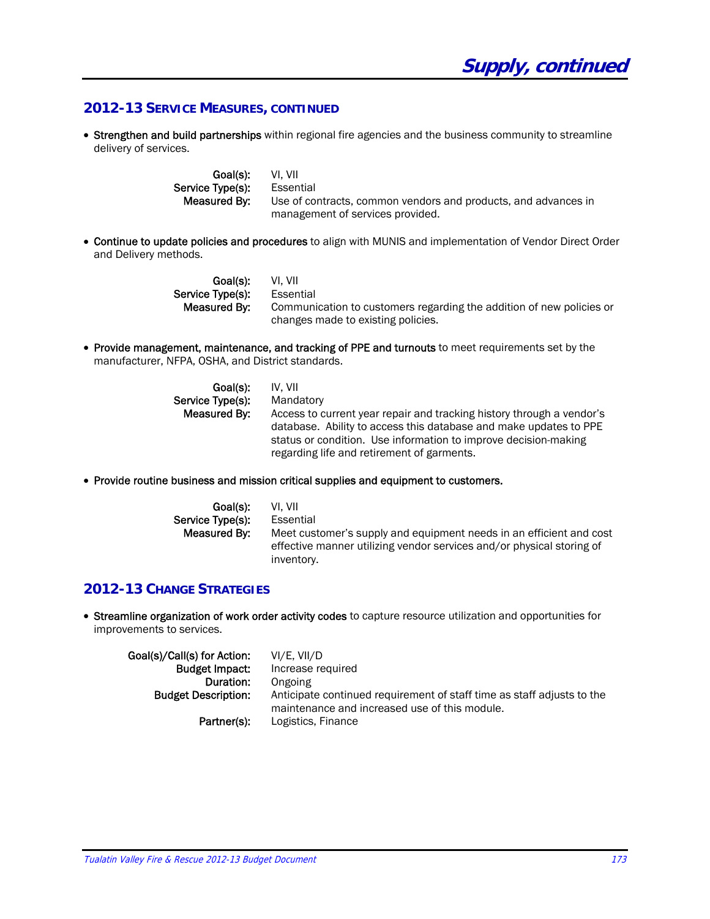# Supply, continued

## 2012-13 Service Measures, continued

- **Strengthen and build partnerships** within regional fire agencies and the business community to streamline delivery of services.

  **Goal(s):** VI, VII
  **Service Type(s):** Essential
  **Measured By:** Use of contracts, common vendors and products, and advances in management of services provided.

- **Continue to update policies and procedures** to align with MUNIS and implementation of Vendor Direct Order and Delivery methods.

  **Goal(s):** VI, VII
  **Service Type(s):** Essential
  **Measured By:** Communication to customers regarding the addition of new policies or changes made to existing policies.

- **Provide management, maintenance, and tracking of PPE and turnouts** to meet requirements set by the manufacturer, NFPA, OSHA, and District standards.

  **Goal(s):** IV, VII
  **Service Type(s):** Mandatory
  **Measured By:** Access to current year repair and tracking history through a vendor's database. Ability to access this database and make updates to PPE status or condition. Use information to improve decision-making regarding life and retirement of garments.

- **Provide routine business and mission critical supplies and equipment to customers.**

  **Goal(s):** VI, VII
  **Service Type(s):** Essential
  **Measured By:** Meet customer's supply and equipment needs in an efficient and cost effective manner utilizing vendor services and/or physical storing of inventory.

## 2012-13 Change Strategies

- **Streamline organization of work order activity codes** to capture resource utilization and opportunities for improvements to services.

  **Goal(s)/Call(s) for Action:** VI/E, VII/D
  **Budget Impact:** Increase required
  **Duration:** Ongoing
  **Budget Description:** Anticipate continued requirement of staff time as staff adjusts to the maintenance and increased use of this module.
  **Partner(s):** Logistics, Finance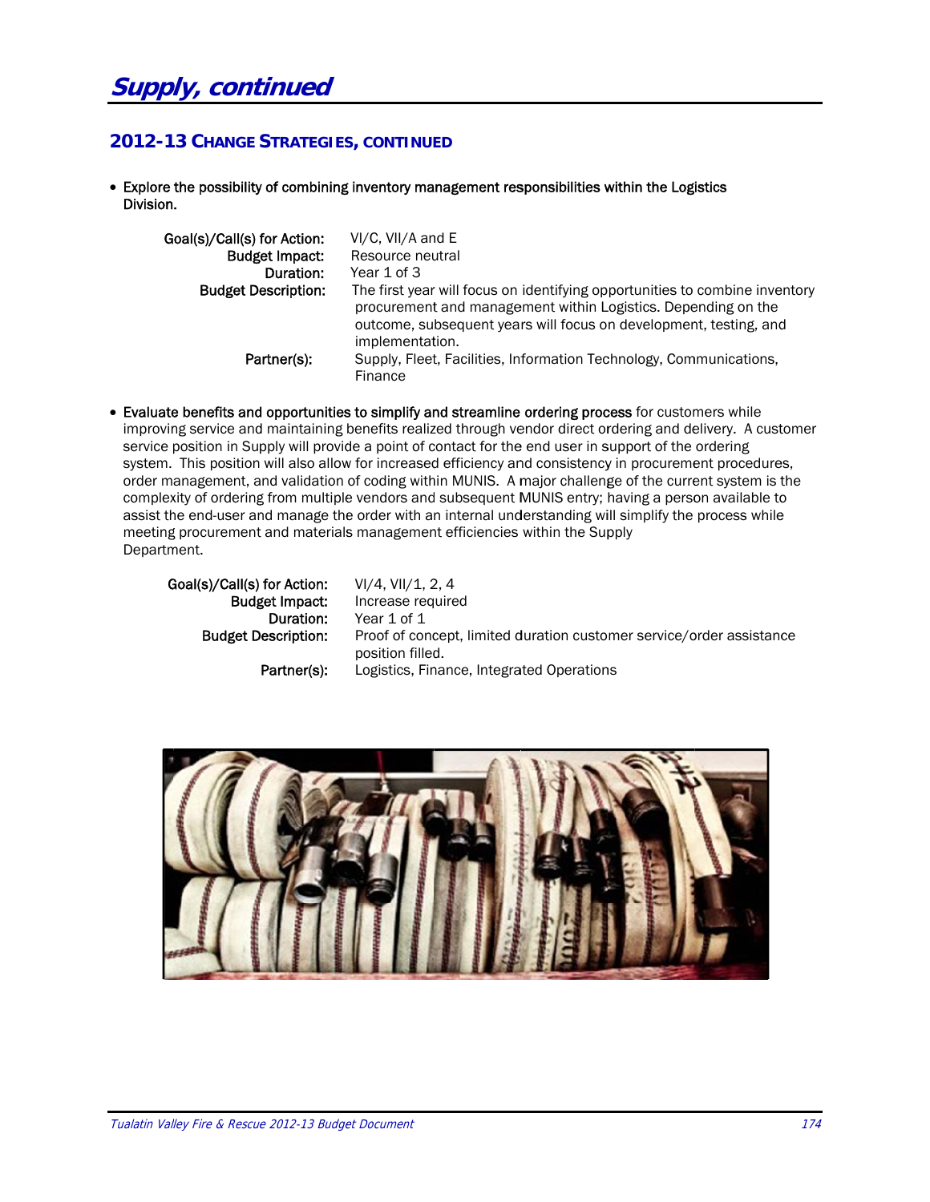# Supply, continued

## 2012-13 Change Strategies, continued

- **Explore the possibility of combining inventory management responsibilities within the Logistics Division.**

  **Goal(s)/Call(s) for Action:** VI/C, VII/A and E
  **Budget Impact:** Resource neutral
  **Duration:** Year 1 of 3
  **Budget Description:** The first year will focus on identifying opportunities to combine inventory procurement and management within Logistics. Depending on the outcome, subsequent years will focus on development, testing, and implementation.
  **Partner(s):** Supply, Fleet, Facilities, Information Technology, Communications, Finance

- **Evaluate benefits and opportunities to simplify and streamline ordering process** for customers while improving service and maintaining benefits realized through vendor direct ordering and delivery. A customer service position in Supply will provide a point of contact for the end user in support of the ordering system. This position will also allow for increased efficiency and consistency in procurement procedures, order management, and validation of coding within MUNIS. A major challenge of the current system is the complexity of ordering from multiple vendors and subsequent MUNIS entry; having a person available to assist the end-user and manage the order with an internal understanding will simplify the process while meeting procurement and materials management efficiencies within the Supply Department.

  **Goal(s)/Call(s) for Action:** VI/4, VII/1, 2, 4
  **Budget Impact:** Increase required
  **Duration:** Year 1 of 1
  **Budget Description:** Proof of concept, limited duration customer service/order assistance position filled.
  **Partner(s):** Logistics, Finance, Integrated Operations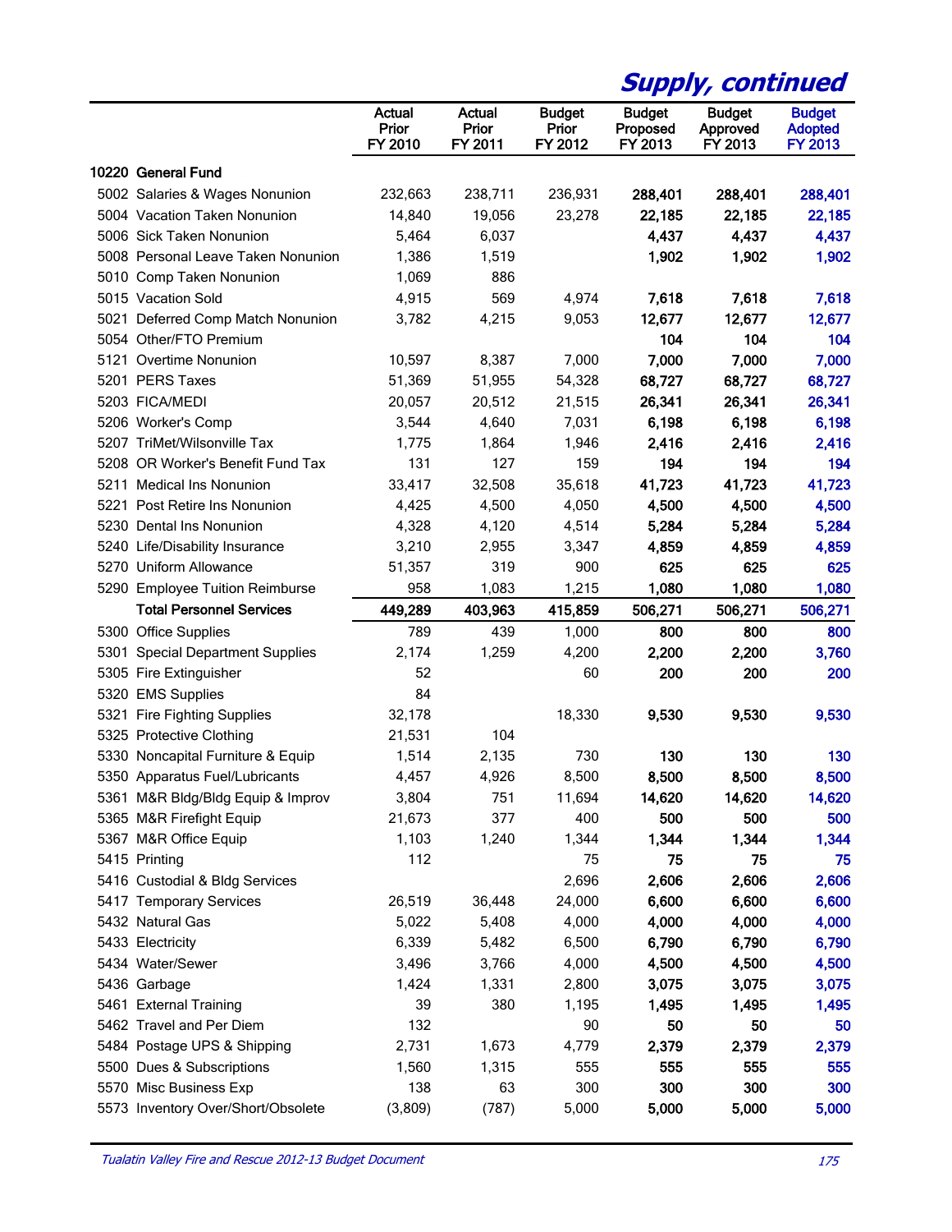# Supply, continued

| | Actual Prior FY 2010 | Actual Prior FY 2011 | Budget Prior FY 2012 | Budget Proposed FY 2013 | Budget Approved FY 2013 | Budget Adopted FY 2013 |
|---|---|---|---|---|---|---|
| **10220 General Fund** | | | | | | |
| 5002 Salaries & Wages Nonunion | 232,663 | 238,711 | 236,931 | **288,401** | **288,401** | **288,401** |
| 5004 Vacation Taken Nonunion | 14,840 | 19,056 | 23,278 | **22,185** | **22,185** | **22,185** |
| 5006 Sick Taken Nonunion | 5,464 | 6,037 | | **4,437** | **4,437** | **4,437** |
| 5008 Personal Leave Taken Nonunion | 1,386 | 1,519 | | **1,902** | **1,902** | **1,902** |
| 5010 Comp Taken Nonunion | 1,069 | 886 | | | | |
| 5015 Vacation Sold | 4,915 | 569 | 4,974 | **7,618** | **7,618** | **7,618** |
| 5021 Deferred Comp Match Nonunion | 3,782 | 4,215 | 9,053 | **12,677** | **12,677** | **12,677** |
| 5054 Other/FTO Premium | | | | **104** | **104** | **104** |
| 5121 Overtime Nonunion | 10,597 | 8,387 | 7,000 | **7,000** | **7,000** | **7,000** |
| 5201 PERS Taxes | 51,369 | 51,955 | 54,328 | **68,727** | **68,727** | **68,727** |
| 5203 FICA/MEDI | 20,057 | 20,512 | 21,515 | **26,341** | **26,341** | **26,341** |
| 5206 Worker's Comp | 3,544 | 4,640 | 7,031 | **6,198** | **6,198** | **6,198** |
| 5207 TriMet/Wilsonville Tax | 1,775 | 1,864 | 1,946 | **2,416** | **2,416** | **2,416** |
| 5208 OR Worker's Benefit Fund Tax | 131 | 127 | 159 | **194** | **194** | **194** |
| 5211 Medical Ins Nonunion | 33,417 | 32,508 | 35,618 | **41,723** | **41,723** | **41,723** |
| 5221 Post Retire Ins Nonunion | 4,425 | 4,500 | 4,050 | **4,500** | **4,500** | **4,500** |
| 5230 Dental Ins Nonunion | 4,328 | 4,120 | 4,514 | **5,284** | **5,284** | **5,284** |
| 5240 Life/Disability Insurance | 3,210 | 2,955 | 3,347 | **4,859** | **4,859** | **4,859** |
| 5270 Uniform Allowance | 51,357 | 319 | 900 | **625** | **625** | **625** |
| 5290 Employee Tuition Reimburse | 958 | 1,083 | 1,215 | **1,080** | **1,080** | **1,080** |
| **Total Personnel Services** | **449,289** | **403,963** | **415,859** | **506,271** | **506,271** | **506,271** |
| 5300 Office Supplies | 789 | 439 | 1,000 | **800** | **800** | **800** |
| 5301 Special Department Supplies | 2,174 | 1,259 | 4,200 | **2,200** | **2,200** | **3,760** |
| 5305 Fire Extinguisher | 52 | | 60 | **200** | **200** | **200** |
| 5320 EMS Supplies | 84 | | | | | |
| 5321 Fire Fighting Supplies | 32,178 | | 18,330 | **9,530** | **9,530** | **9,530** |
| 5325 Protective Clothing | 21,531 | 104 | | | | |
| 5330 Noncapital Furniture & Equip | 1,514 | 2,135 | 730 | **130** | **130** | **130** |
| 5350 Apparatus Fuel/Lubricants | 4,457 | 4,926 | 8,500 | **8,500** | **8,500** | **8,500** |
| 5361 M&R Bldg/Bldg Equip & Improv | 3,804 | 751 | 11,694 | **14,620** | **14,620** | **14,620** |
| 5365 M&R Firefight Equip | 21,673 | 377 | 400 | **500** | **500** | **500** |
| 5367 M&R Office Equip | 1,103 | 1,240 | 1,344 | **1,344** | **1,344** | **1,344** |
| 5415 Printing | 112 | | 75 | **75** | **75** | **75** |
| 5416 Custodial & Bldg Services | | | 2,696 | **2,606** | **2,606** | **2,606** |
| 5417 Temporary Services | 26,519 | 36,448 | 24,000 | **6,600** | **6,600** | **6,600** |
| 5432 Natural Gas | 5,022 | 5,408 | 4,000 | **4,000** | **4,000** | **4,000** |
| 5433 Electricity | 6,339 | 5,482 | 6,500 | **6,790** | **6,790** | **6,790** |
| 5434 Water/Sewer | 3,496 | 3,766 | 4,000 | **4,500** | **4,500** | **4,500** |
| 5436 Garbage | 1,424 | 1,331 | 2,800 | **3,075** | **3,075** | **3,075** |
| 5461 External Training | 39 | 380 | 1,195 | **1,495** | **1,495** | **1,495** |
| 5462 Travel and Per Diem | 132 | | 90 | **50** | **50** | **50** |
| 5484 Postage UPS & Shipping | 2,731 | 1,673 | 4,779 | **2,379** | **2,379** | **2,379** |
| 5500 Dues & Subscriptions | 1,560 | 1,315 | 555 | **555** | **555** | **555** |
| 5570 Misc Business Exp | 138 | 63 | 300 | **300** | **300** | **300** |
| 5573 Inventory Over/Short/Obsolete | (3,809) | (787) | 5,000 | **5,000** | **5,000** | **5,000** |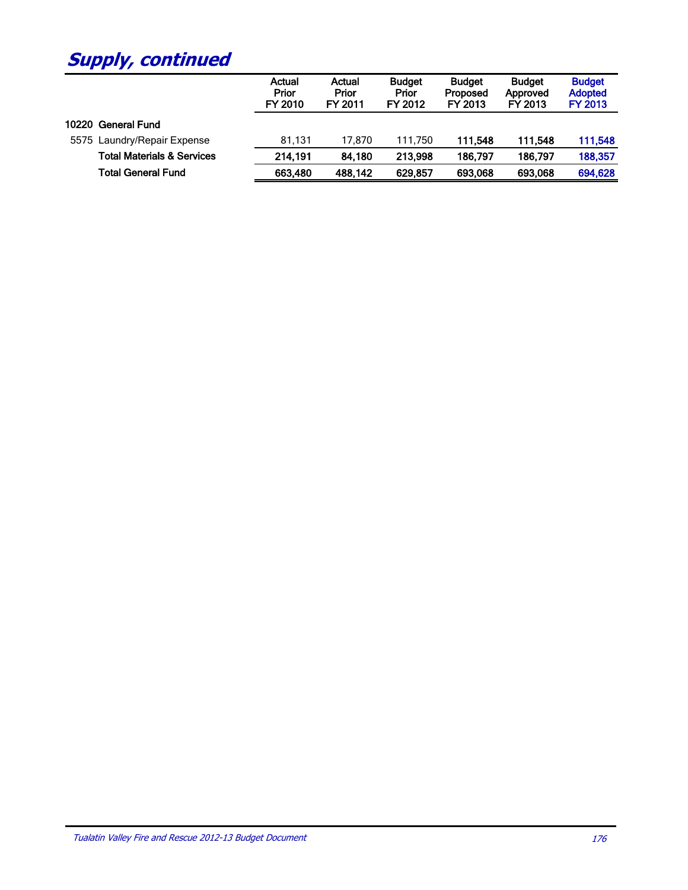# *Supply, continued*

| | Actual Prior FY 2010 | Actual Prior FY 2011 | Budget Prior FY 2012 | Budget Proposed FY 2013 | Budget Approved FY 2013 | Budget Adopted FY 2013 |
|---|---|---|---|---|---|---|
| **10220 General Fund** | | | | | | |
| 5575 Laundry/Repair Expense | 81,131 | 17,870 | 111,750 | **111,548** | **111,548** | **111,548** |
| **Total Materials & Services** | **214,191** | **84,180** | **213,998** | **186,797** | **186,797** | **188,357** |
| **Total General Fund** | **663,480** | **488,142** | **629,857** | **693,068** | **693,068** | **694,628** |